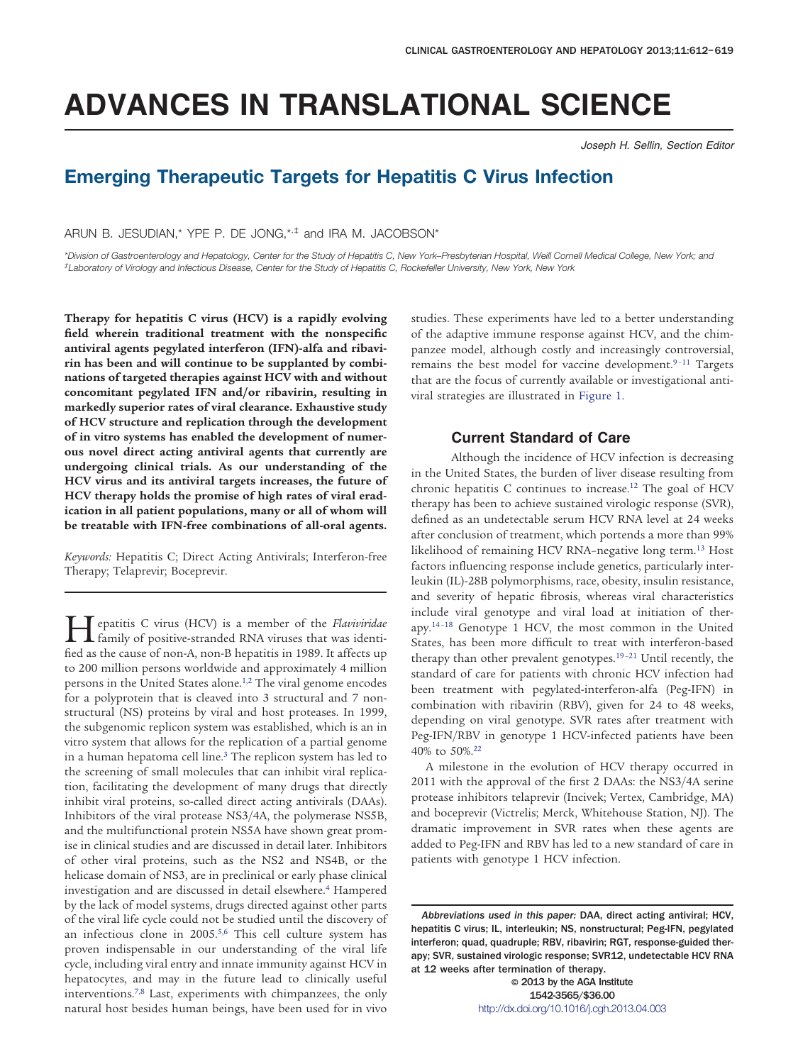# ADVANCES IN TRANSLATIONAL SCIENCE

*Joseph H. Sellin, Section Editor*

## Emerging Therapeutic Targets for Hepatitis C Virus Infection

ARUN B. JESUDIAN,[*] YPE P. DE JONG,[*,‡] and IRA M. JACOBSON[*]

*[*]Division of Gastroenterology and Hepatology, Center for the Study of Hepatitis C, New York–Presbyterian Hospital, Weill Cornell Medical College, New York; and [‡]Laboratory of Virology and Infectious Disease, Center for the Study of Hepatitis C, Rockefeller University, New York, New York*

**Therapy for hepatitis C virus (HCV) is a rapidly evolving field wherein traditional treatment with the nonspecific antiviral agents pegylated interferon (IFN)-alfa and ribavirin has been and will continue to be supplanted by combinations of targeted therapies against HCV with and without concomitant pegylated IFN and/or ribavirin, resulting in markedly superior rates of viral clearance. Exhaustive study of HCV structure and replication through the development of in vitro systems has enabled the development of numerous novel direct acting antiviral agents that currently are undergoing clinical trials. As our understanding of the HCV virus and its antiviral targets increases, the future of HCV therapy holds the promise of high rates of viral eradication in all patient populations, many or all of whom will be treatable with IFN-free combinations of all-oral agents.**

*Keywords:* Hepatitis C; Direct Acting Antivirals; Interferon-free Therapy; Telaprevir; Boceprevir.

Hepatitis C virus (HCV) is a member of the *Flaviviridae* family of positive-stranded RNA viruses that was identified as the cause of non-A, non-B hepatitis in 1989. It affects up to 200 million persons worldwide and approximately 4 million persons in the United States alone.[1,2] The viral genome encodes for a polyprotein that is cleaved into 3 structural and 7 nonstructural (NS) proteins by viral and host proteases. In 1999, the subgenomic replicon system was established, which is an in vitro system that allows for the replication of a partial genome in a human hepatoma cell line.[3] The replicon system has led to the screening of small molecules that can inhibit viral replication, facilitating the development of many drugs that directly inhibit viral proteins, so-called direct acting antivirals (DAAs). Inhibitors of the viral protease NS3/4A, the polymerase NS5B, and the multifunctional protein NS5A have shown great promise in clinical studies and are discussed in detail later. Inhibitors of other viral proteins, such as the NS2 and NS4B, or the helicase domain of NS3, are in preclinical or early phase clinical investigation and are discussed in detail elsewhere.[4] Hampered by the lack of model systems, drugs directed against other parts of the viral life cycle could not be studied until the discovery of an infectious clone in 2005.[5,6] This cell culture system has proven indispensable in our understanding of the viral life cycle, including viral entry and innate immunity against HCV in hepatocytes, and may in the future lead to clinically useful interventions.[7,8] Last, experiments with chimpanzees, the only natural host besides human beings, have been used for in vivo studies. These experiments have led to a better understanding of the adaptive immune response against HCV, and the chimpanzee model, although costly and increasingly controversial, remains the best model for vaccine development.[9–11] Targets that are the focus of currently available or investigational antiviral strategies are illustrated in Figure 1.

### Current Standard of Care

Although the incidence of HCV infection is decreasing in the United States, the burden of liver disease resulting from chronic hepatitis C continues to increase.[12] The goal of HCV therapy has been to achieve sustained virologic response (SVR), defined as an undetectable serum HCV RNA level at 24 weeks after conclusion of treatment, which portends a more than 99% likelihood of remaining HCV RNA–negative long term.[13] Host factors influencing response include genetics, particularly interleukin (IL)-28B polymorphisms, race, obesity, insulin resistance, and severity of hepatic fibrosis, whereas viral characteristics include viral genotype and viral load at initiation of therapy.[14–18] Genotype 1 HCV, the most common in the United States, has been more difficult to treat with interferon-based therapy than other prevalent genotypes.[19–21] Until recently, the standard of care for patients with chronic HCV infection had been treatment with pegylated-interferon-alfa (Peg-IFN) in combination with ribavirin (RBV), given for 24 to 48 weeks, depending on viral genotype. SVR rates after treatment with Peg-IFN/RBV in genotype 1 HCV-infected patients have been 40% to 50%.[22]

A milestone in the evolution of HCV therapy occurred in 2011 with the approval of the first 2 DAAs: the NS3/4A serine protease inhibitors telaprevir (Incivek; Vertex, Cambridge, MA) and boceprevir (Victrelis; Merck, Whitehouse Station, NJ). The dramatic improvement in SVR rates when these agents are added to Peg-IFN and RBV has led to a new standard of care in patients with genotype 1 HCV infection.

*Abbreviations used in this paper:* DAA, direct acting antiviral; HCV, hepatitis C virus; IL, interleukin; NS, nonstructural; Peg-IFN, pegylated interferon; quad, quadruple; RBV, ribavirin; RGT, response-guided therapy; SVR, sustained virologic response; SVR12, undetectable HCV RNA at 12 weeks after termination of therapy.

© 2013 by the AGA Institute
1542-3565/$36.00
http://dx.doi.org/10.1016/j.cgh.2013.04.003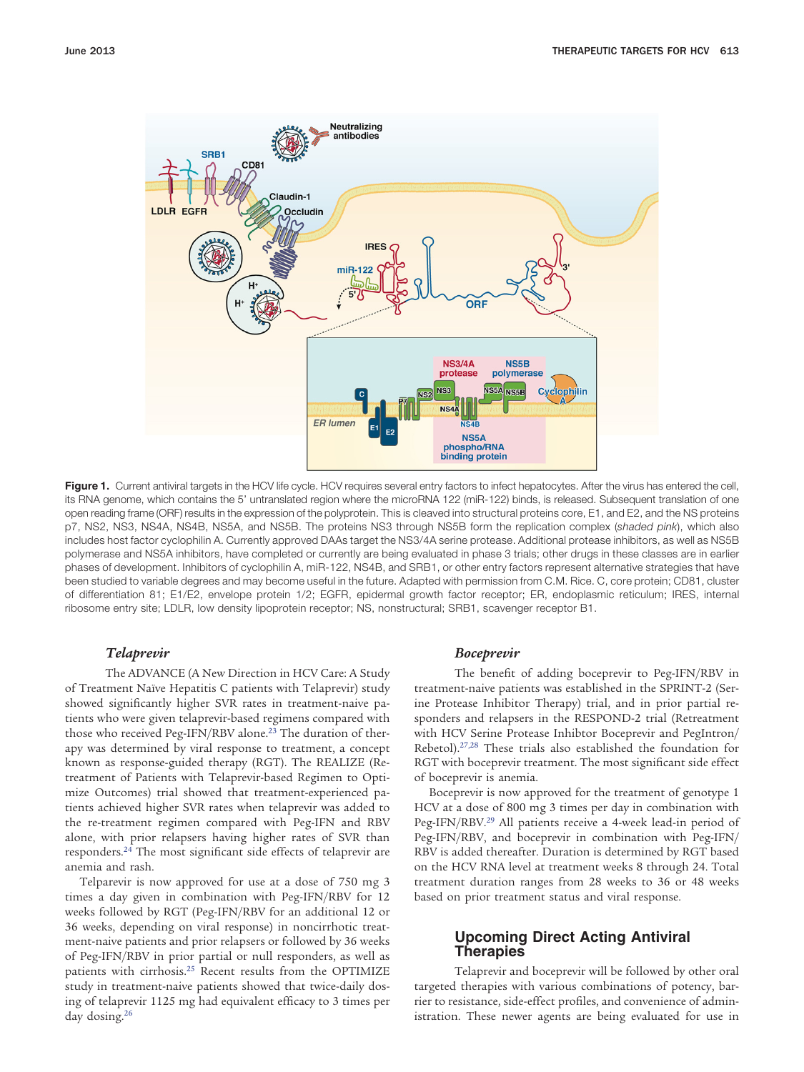**Figure 1.** Current antiviral targets in the HCV life cycle. HCV requires several entry factors to infect hepatocytes. After the virus has entered the cell, its RNA genome, which contains the 5′ untranslated region where the microRNA 122 (miR-122) binds, is released. Subsequent translation of one open reading frame (ORF) results in the expression of the polyprotein. This is cleaved into structural proteins core, E1, and E2, and the NS proteins p7, NS2, NS3, NS4A, NS4B, NS5A, and NS5B. The proteins NS3 through NS5B form the replication complex (*shaded pink*), which also includes host factor cyclophilin A. Currently approved DAAs target the NS3/4A serine protease. Additional protease inhibitors, as well as NS5B polymerase and NS5A inhibitors, have completed or currently are being evaluated in phase 3 trials; other drugs in these classes are in earlier phases of development. Inhibitors of cyclophilin A, miR-122, NS4B, and SRB1, or other entry factors represent alternative strategies that have been studied to variable degrees and may become useful in the future. Adapted with permission from C.M. Rice. C, core protein; CD81, cluster of differentiation 81; E1/E2, envelope protein 1/2; EGFR, epidermal growth factor receptor; ER, endoplasmic reticulum; IRES, internal ribosome entry site; LDLR, low density lipoprotein receptor; NS, nonstructural; SRB1, scavenger receptor B1.

### *Telaprevir*

The ADVANCE (A New Direction in HCV Care: A Study of Treatment Naïve Hepatitis C patients with Telaprevir) study showed significantly higher SVR rates in treatment-naive patients who were given telaprevir-based regimens compared with those who received Peg-IFN/RBV alone.[23] The duration of therapy was determined by viral response, a concept known as response-guided therapy (RGT). The REALIZE (Retreatment of Patients with Telaprevir-based Regimen to Optimize Outcomes) trial showed that treatment-experienced patients achieved higher SVR rates when telaprevir was added to the re-treatment regimen compared with Peg-IFN and RBV alone, with prior relapsers having higher rates of SVR than responders.[24] The most significant side effects of telaprevir are anemia and rash.

Telparevir is now approved for use at a dose of 750 mg 3 times a day given in combination with Peg-IFN/RBV for 12 weeks followed by RGT (Peg-IFN/RBV for an additional 12 or 36 weeks, depending on viral response) in noncirrhotic treatment-naive patients and prior relapsers or followed by 36 weeks of Peg-IFN/RBV in prior partial or null responders, as well as patients with cirrhosis.[25] Recent results from the OPTIMIZE study in treatment-naive patients showed that twice-daily dosing of telaprevir 1125 mg had equivalent efficacy to 3 times per day dosing.[26]

### *Boceprevir*

The benefit of adding boceprevir to Peg-IFN/RBV in treatment-naive patients was established in the SPRINT-2 (Serine Protease Inhibitor Therapy) trial, and in prior partial responders and relapsers in the RESPOND-2 trial (Retreatment with HCV Serine Protease Inhbitor Boceprevir and PegIntron/Rebetol).[27,28] These trials also established the foundation for RGT with boceprevir treatment. The most significant side effect of boceprevir is anemia.

Boceprevir is now approved for the treatment of genotype 1 HCV at a dose of 800 mg 3 times per day in combination with Peg-IFN/RBV.[29] All patients receive a 4-week lead-in period of Peg-IFN/RBV, and boceprevir in combination with Peg-IFN/RBV is added thereafter. Duration is determined by RGT based on the HCV RNA level at treatment weeks 8 through 24. Total treatment duration ranges from 28 weeks to 36 or 48 weeks based on prior treatment status and viral response.

## Upcoming Direct Acting Antiviral Therapies

Telaprevir and boceprevir will be followed by other oral targeted therapies with various combinations of potency, barrier to resistance, side-effect profiles, and convenience of administration. These newer agents are being evaluated for use in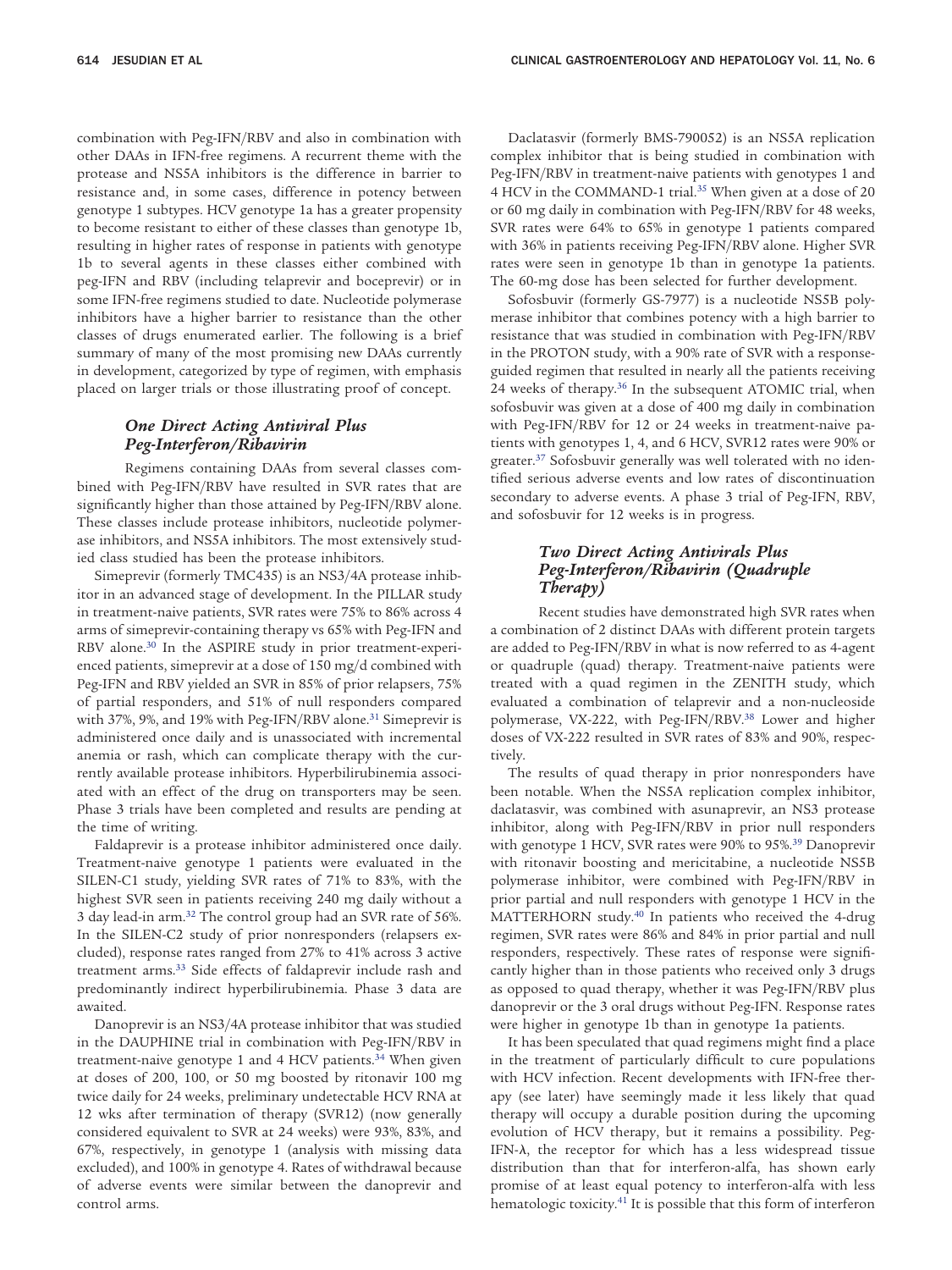combination with Peg-IFN/RBV and also in combination with other DAAs in IFN-free regimens. A recurrent theme with the protease and NS5A inhibitors is the difference in barrier to resistance and, in some cases, difference in potency between genotype 1 subtypes. HCV genotype 1a has a greater propensity to become resistant to either of these classes than genotype 1b, resulting in higher rates of response in patients with genotype 1b to several agents in these classes either combined with peg-IFN and RBV (including telaprevir and boceprevir) or in some IFN-free regimens studied to date. Nucleotide polymerase inhibitors have a higher barrier to resistance than the other classes of drugs enumerated earlier. The following is a brief summary of many of the most promising new DAAs currently in development, categorized by type of regimen, with emphasis placed on larger trials or those illustrating proof of concept.

### *One Direct Acting Antiviral Plus Peg-Interferon/Ribavirin*

Regimens containing DAAs from several classes combined with Peg-IFN/RBV have resulted in SVR rates that are significantly higher than those attained by Peg-IFN/RBV alone. These classes include protease inhibitors, nucleotide polymerase inhibitors, and NS5A inhibitors. The most extensively studied class studied has been the protease inhibitors.

Simeprevir (formerly TMC435) is an NS3/4A protease inhibitor in an advanced stage of development. In the PILLAR study in treatment-naive patients, SVR rates were 75% to 86% across 4 arms of simeprevir-containing therapy vs 65% with Peg-IFN and RBV alone.[30] In the ASPIRE study in prior treatment-experienced patients, simeprevir at a dose of 150 mg/d combined with Peg-IFN and RBV yielded an SVR in 85% of prior relapsers, 75% of partial responders, and 51% of null responders compared with 37%, 9%, and 19% with Peg-IFN/RBV alone.[31] Simeprevir is administered once daily and is unassociated with incremental anemia or rash, which can complicate therapy with the currently available protease inhibitors. Hyperbilirubinemia associated with an effect of the drug on transporters may be seen. Phase 3 trials have been completed and results are pending at the time of writing.

Faldaprevir is a protease inhibitor administered once daily. Treatment-naive genotype 1 patients were evaluated in the SILEN-C1 study, yielding SVR rates of 71% to 83%, with the highest SVR seen in patients receiving 240 mg daily without a 3 day lead-in arm.[32] The control group had an SVR rate of 56%. In the SILEN-C2 study of prior nonresponders (relapsers excluded), response rates ranged from 27% to 41% across 3 active treatment arms.[33] Side effects of faldaprevir include rash and predominantly indirect hyperbilirubinemia. Phase 3 data are awaited.

Danoprevir is an NS3/4A protease inhibitor that was studied in the DAUPHINE trial in combination with Peg-IFN/RBV in treatment-naive genotype 1 and 4 HCV patients.[34] When given at doses of 200, 100, or 50 mg boosted by ritonavir 100 mg twice daily for 24 weeks, preliminary undetectable HCV RNA at 12 wks after termination of therapy (SVR12) (now generally considered equivalent to SVR at 24 weeks) were 93%, 83%, and 67%, respectively, in genotype 1 (analysis with missing data excluded), and 100% in genotype 4. Rates of withdrawal because of adverse events were similar between the danoprevir and control arms.

Daclatasvir (formerly BMS-790052) is an NS5A replication complex inhibitor that is being studied in combination with Peg-IFN/RBV in treatment-naive patients with genotypes 1 and 4 HCV in the COMMAND-1 trial.[35] When given at a dose of 20 or 60 mg daily in combination with Peg-IFN/RBV for 48 weeks, SVR rates were 64% to 65% in genotype 1 patients compared with 36% in patients receiving Peg-IFN/RBV alone. Higher SVR rates were seen in genotype 1b than in genotype 1a patients. The 60-mg dose has been selected for further development.

Sofosbuvir (formerly GS-7977) is a nucleotide NS5B polymerase inhibitor that combines potency with a high barrier to resistance that was studied in combination with Peg-IFN/RBV in the PROTON study, with a 90% rate of SVR with a response-guided regimen that resulted in nearly all the patients receiving 24 weeks of therapy.[36] In the subsequent ATOMIC trial, when sofosbuvir was given at a dose of 400 mg daily in combination with Peg-IFN/RBV for 12 or 24 weeks in treatment-naive patients with genotypes 1, 4, and 6 HCV, SVR12 rates were 90% or greater.[37] Sofosbuvir generally was well tolerated with no identified serious adverse events and low rates of discontinuation secondary to adverse events. A phase 3 trial of Peg-IFN, RBV, and sofosbuvir for 12 weeks is in progress.

### *Two Direct Acting Antivirals Plus Peg-Interferon/Ribavirin (Quadruple Therapy)*

Recent studies have demonstrated high SVR rates when a combination of 2 distinct DAAs with different protein targets are added to Peg-IFN/RBV in what is now referred to as 4-agent or quadruple (quad) therapy. Treatment-naive patients were treated with a quad regimen in the ZENITH study, which evaluated a combination of telaprevir and a non-nucleoside polymerase, VX-222, with Peg-IFN/RBV.[38] Lower and higher doses of VX-222 resulted in SVR rates of 83% and 90%, respectively.

The results of quad therapy in prior nonresponders have been notable. When the NS5A replication complex inhibitor, daclatasvir, was combined with asunaprevir, an NS3 protease inhibitor, along with Peg-IFN/RBV in prior null responders with genotype 1 HCV, SVR rates were 90% to 95%.[39] Danoprevir with ritonavir boosting and mericitabine, a nucleotide NS5B polymerase inhibitor, were combined with Peg-IFN/RBV in prior partial and null responders with genotype 1 HCV in the MATTERHORN study.[40] In patients who received the 4-drug regimen, SVR rates were 86% and 84% in prior partial and null responders, respectively. These rates of response were significantly higher than in those patients who received only 3 drugs as opposed to quad therapy, whether it was Peg-IFN/RBV plus danoprevir or the 3 oral drugs without Peg-IFN. Response rates were higher in genotype 1b than in genotype 1a patients.

It has been speculated that quad regimens might find a place in the treatment of particularly difficult to cure populations with HCV infection. Recent developments with IFN-free therapy (see later) have seemingly made it less likely that quad therapy will occupy a durable position during the upcoming evolution of HCV therapy, but it remains a possibility. Peg-IFN-λ, the receptor for which has a less widespread tissue distribution than that for interferon-alfa, has shown early promise of at least equal potency to interferon-alfa with less hematologic toxicity.[41] It is possible that this form of interferon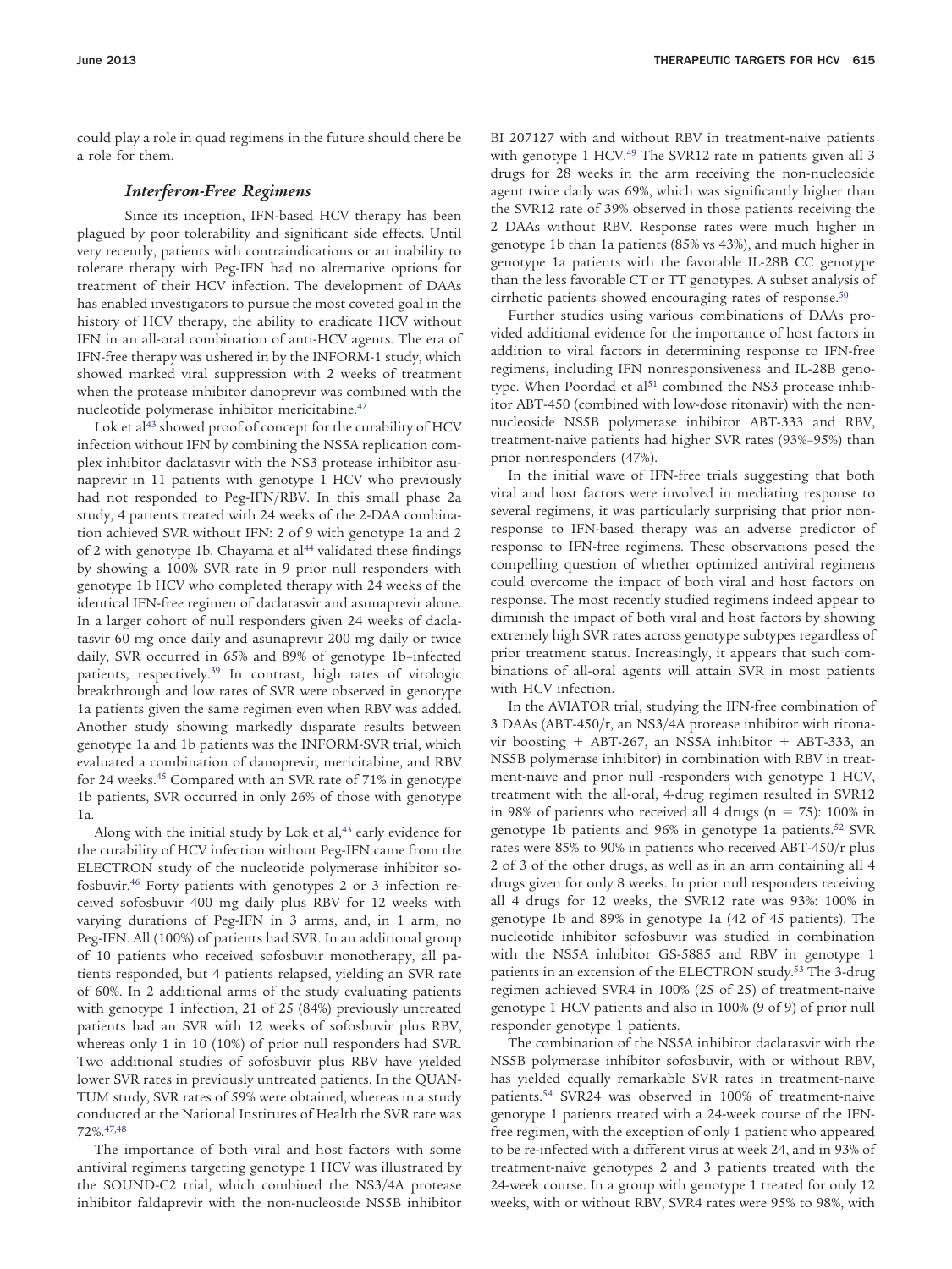could play a role in quad regimens in the future should there be a role for them.

### *Interferon-Free Regimens*

Since its inception, IFN-based HCV therapy has been plagued by poor tolerability and significant side effects. Until very recently, patients with contraindications or an inability to tolerate therapy with Peg-IFN had no alternative options for treatment of their HCV infection. The development of DAAs has enabled investigators to pursue the most coveted goal in the history of HCV therapy, the ability to eradicate HCV without IFN in an all-oral combination of anti-HCV agents. The era of IFN-free therapy was ushered in by the INFORM-1 study, which showed marked viral suppression with 2 weeks of treatment when the protease inhibitor danoprevir was combined with the nucleotide polymerase inhibitor mericitabine.[42]

Lok et al[43] showed proof of concept for the curability of HCV infection without IFN by combining the NS5A replication complex inhibitor daclatasvir with the NS3 protease inhibitor asunaprevir in 11 patients with genotype 1 HCV who previously had not responded to Peg-IFN/RBV. In this small phase 2a study, 4 patients treated with 24 weeks of the 2-DAA combination achieved SVR without IFN: 2 of 9 with genotype 1a and 2 of 2 with genotype 1b. Chayama et al[44] validated these findings by showing a 100% SVR rate in 9 prior null responders with genotype 1b HCV who completed therapy with 24 weeks of the identical IFN-free regimen of daclatasvir and asunaprevir alone. In a larger cohort of null responders given 24 weeks of daclatasvir 60 mg once daily and asunaprevir 200 mg daily or twice daily, SVR occurred in 65% and 89% of genotype 1b–infected patients, respectively.[39] In contrast, high rates of virologic breakthrough and low rates of SVR were observed in genotype 1a patients given the same regimen even when RBV was added. Another study showing markedly disparate results between genotype 1a and 1b patients was the INFORM-SVR trial, which evaluated a combination of danoprevir, mericitabine, and RBV for 24 weeks.[45] Compared with an SVR rate of 71% in genotype 1b patients, SVR occurred in only 26% of those with genotype 1a.

Along with the initial study by Lok et al,[43] early evidence for the curability of HCV infection without Peg-IFN came from the ELECTRON study of the nucleotide polymerase inhibitor sofosbuvir.[46] Forty patients with genotypes 2 or 3 infection received sofosbuvir 400 mg daily plus RBV for 12 weeks with varying durations of Peg-IFN in 3 arms, and, in 1 arm, no Peg-IFN. All (100%) of patients had SVR. In an additional group of 10 patients who received sofosbuvir monotherapy, all patients responded, but 4 patients relapsed, yielding an SVR rate of 60%. In 2 additional arms of the study evaluating patients with genotype 1 infection, 21 of 25 (84%) previously untreated patients had an SVR with 12 weeks of sofosbuvir plus RBV, whereas only 1 in 10 (10%) of prior null responders had SVR. Two additional studies of sofosbuvir plus RBV have yielded lower SVR rates in previously untreated patients. In the QUANTUM study, SVR rates of 59% were obtained, whereas in a study conducted at the National Institutes of Health the SVR rate was 72%.[47,48]

The importance of both viral and host factors with some antiviral regimens targeting genotype 1 HCV was illustrated by the SOUND-C2 trial, which combined the NS3/4A protease inhibitor faldaprevir with the non-nucleoside NS5B inhibitor BI 207127 with and without RBV in treatment-naive patients with genotype 1 HCV.[49] The SVR12 rate in patients given all 3 drugs for 28 weeks in the arm receiving the non-nucleoside agent twice daily was 69%, which was significantly higher than the SVR12 rate of 39% observed in those patients receiving the 2 DAAs without RBV. Response rates were much higher in genotype 1b than 1a patients (85% vs 43%), and much higher in genotype 1a patients with the favorable IL-28B CC genotype than the less favorable CT or TT genotypes. A subset analysis of cirrhotic patients showed encouraging rates of response.[50]

Further studies using various combinations of DAAs provided additional evidence for the importance of host factors in addition to viral factors in determining response to IFN-free regimens, including IFN nonresponsiveness and IL-28B genotype. When Poordad et al[51] combined the NS3 protease inhibitor ABT-450 (combined with low-dose ritonavir) with the non-nucleoside NS5B polymerase inhibitor ABT-333 and RBV, treatment-naive patients had higher SVR rates (93%–95%) than prior nonresponders (47%).

In the initial wave of IFN-free trials suggesting that both viral and host factors were involved in mediating response to several regimens, it was particularly surprising that prior nonresponse to IFN-based therapy was an adverse predictor of response to IFN-free regimens. These observations posed the compelling question of whether optimized antiviral regimens could overcome the impact of both viral and host factors on response. The most recently studied regimens indeed appear to diminish the impact of both viral and host factors by showing extremely high SVR rates across genotype subtypes regardless of prior treatment status. Increasingly, it appears that such combinations of all-oral agents will attain SVR in most patients with HCV infection.

In the AVIATOR trial, studying the IFN-free combination of 3 DAAs (ABT-450/r, an NS3/4A protease inhibitor with ritonavir boosting + ABT-267, an NS5A inhibitor + ABT-333, an NS5B polymerase inhibitor) in combination with RBV in treatment-naive and prior null -responders with genotype 1 HCV, treatment with the all-oral, 4-drug regimen resulted in SVR12 in 98% of patients who received all 4 drugs ($n = 75$): 100% in genotype 1b patients and 96% in genotype 1a patients.[52] SVR rates were 85% to 90% in patients who received ABT-450/r plus 2 of 3 of the other drugs, as well as in an arm containing all 4 drugs given for only 8 weeks. In prior null responders receiving all 4 drugs for 12 weeks, the SVR12 rate was 93%: 100% in genotype 1b and 89% in genotype 1a (42 of 45 patients). The nucleotide inhibitor sofosbuvir was studied in combination with the NS5A inhibitor GS-5885 and RBV in genotype 1 patients in an extension of the ELECTRON study.[53] The 3-drug regimen achieved SVR4 in 100% (25 of 25) of treatment-naive genotype 1 HCV patients and also in 100% (9 of 9) of prior null responder genotype 1 patients.

The combination of the NS5A inhibitor daclatasvir with the NS5B polymerase inhibitor sofosbuvir, with or without RBV, has yielded equally remarkable SVR rates in treatment-naive patients.[54] SVR24 was observed in 100% of treatment-naive genotype 1 patients treated with a 24-week course of the IFN-free regimen, with the exception of only 1 patient who appeared to be re-infected with a different virus at week 24, and in 93% of treatment-naive genotypes 2 and 3 patients treated with the 24-week course. In a group with genotype 1 treated for only 12 weeks, with or without RBV, SVR4 rates were 95% to 98%, with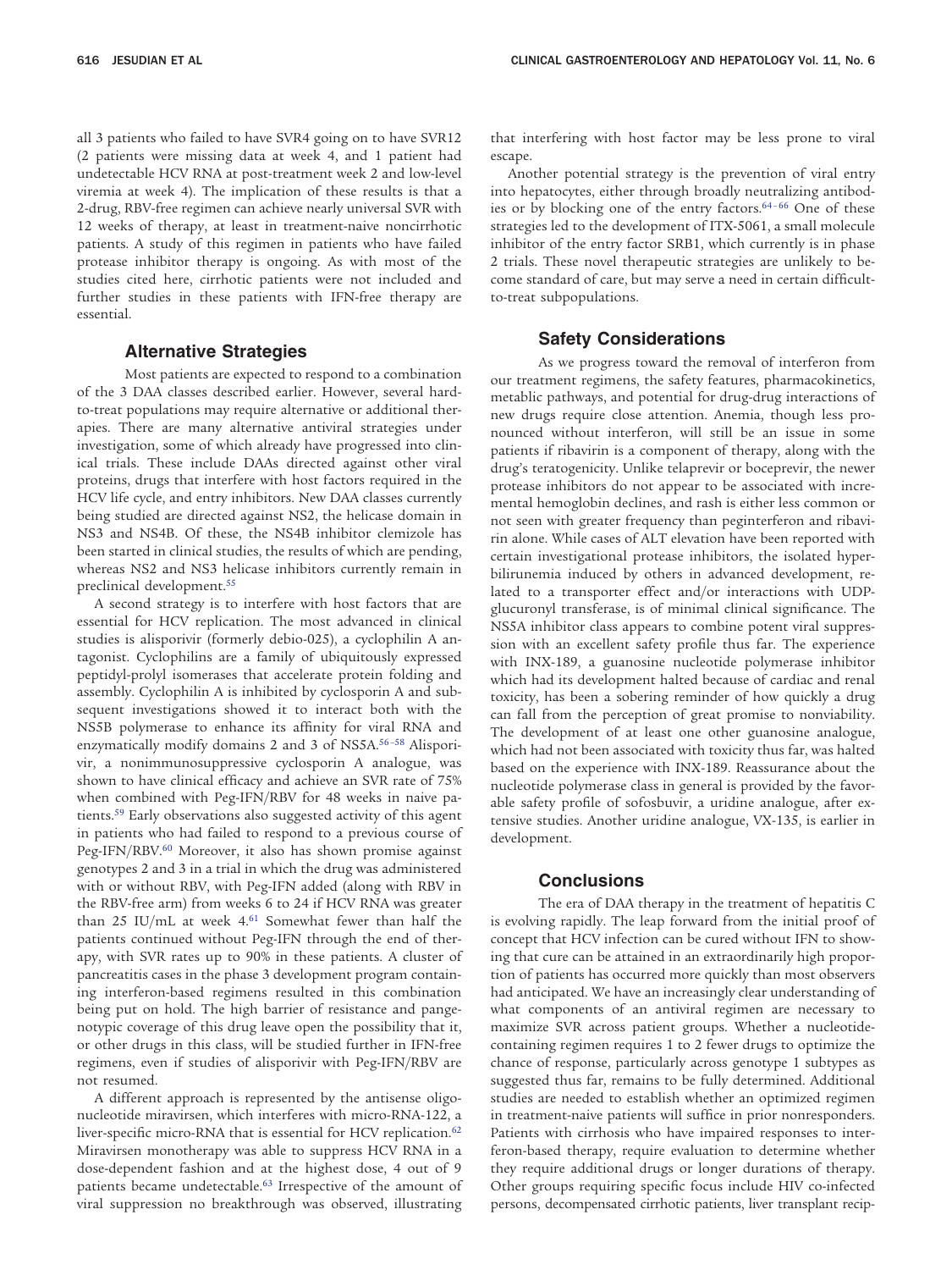all 3 patients who failed to have SVR4 going on to have SVR12 (2 patients were missing data at week 4, and 1 patient had undetectable HCV RNA at post-treatment week 2 and low-level viremia at week 4). The implication of these results is that a 2-drug, RBV-free regimen can achieve nearly universal SVR with 12 weeks of therapy, at least in treatment-naive noncirrhotic patients. A study of this regimen in patients who have failed protease inhibitor therapy is ongoing. As with most of the studies cited here, cirrhotic patients were not included and further studies in these patients with IFN-free therapy are essential.

## Alternative Strategies

Most patients are expected to respond to a combination of the 3 DAA classes described earlier. However, several hard-to-treat populations may require alternative or additional therapies. There are many alternative antiviral strategies under investigation, some of which already have progressed into clinical trials. These include DAAs directed against other viral proteins, drugs that interfere with host factors required in the HCV life cycle, and entry inhibitors. New DAA classes currently being studied are directed against NS2, the helicase domain in NS3 and NS4B. Of these, the NS4B inhibitor clemizole has been started in clinical studies, the results of which are pending, whereas NS2 and NS3 helicase inhibitors currently remain in preclinical development.[55]

A second strategy is to interfere with host factors that are essential for HCV replication. The most advanced in clinical studies is alisporivir (formerly debio-025), a cyclophilin A antagonist. Cyclophilins are a family of ubiquitously expressed peptidyl-prolyl isomerases that accelerate protein folding and assembly. Cyclophilin A is inhibited by cyclosporin A and subsequent investigations showed it to interact both with the NS5B polymerase to enhance its affinity for viral RNA and enzymatically modify domains 2 and 3 of NS5A.[56–58] Alisporivir, a nonimmunosuppressive cyclosporin A analogue, was shown to have clinical efficacy and achieve an SVR rate of 75% when combined with Peg-IFN/RBV for 48 weeks in naive patients.[59] Early observations also suggested activity of this agent in patients who had failed to respond to a previous course of Peg-IFN/RBV.[60] Moreover, it also has shown promise against genotypes 2 and 3 in a trial in which the drug was administered with or without RBV, with Peg-IFN added (along with RBV in the RBV-free arm) from weeks 6 to 24 if HCV RNA was greater than 25 IU/mL at week 4.[61] Somewhat fewer than half the patients continued without Peg-IFN through the end of therapy, with SVR rates up to 90% in these patients. A cluster of pancreatitis cases in the phase 3 development program containing interferon-based regimens resulted in this combination being put on hold. The high barrier of resistance and pangenotypic coverage of this drug leave open the possibility that it, or other drugs in this class, will be studied further in IFN-free regimens, even if studies of alisporivir with Peg-IFN/RBV are not resumed.

A different approach is represented by the antisense oligonucleotide miravirsen, which interferes with micro-RNA-122, a liver-specific micro-RNA that is essential for HCV replication.[62] Miravirsen monotherapy was able to suppress HCV RNA in a dose-dependent fashion and at the highest dose, 4 out of 9 patients became undetectable.[63] Irrespective of the amount of viral suppression no breakthrough was observed, illustrating that interfering with host factor may be less prone to viral escape.

Another potential strategy is the prevention of viral entry into hepatocytes, either through broadly neutralizing antibodies or by blocking one of the entry factors.[64–66] One of these strategies led to the development of ITX-5061, a small molecule inhibitor of the entry factor SRB1, which currently is in phase 2 trials. These novel therapeutic strategies are unlikely to become standard of care, but may serve a need in certain difficult-to-treat subpopulations.

## Safety Considerations

As we progress toward the removal of interferon from our treatment regimens, the safety features, pharmacokinetics, metablic pathways, and potential for drug-drug interactions of new drugs require close attention. Anemia, though less pronounced without interferon, will still be an issue in some patients if ribavirin is a component of therapy, along with the drug's teratogenicity. Unlike telaprevir or boceprevir, the newer protease inhibitors do not appear to be associated with incremental hemoglobin declines, and rash is either less common or not seen with greater frequency than peginterferon and ribavirin alone. While cases of ALT elevation have been reported with certain investigational protease inhibitors, the isolated hyperbilirunemia induced by others in advanced development, related to a transporter effect and/or interactions with UDP-glucuronyl transferase, is of minimal clinical significance. The NS5A inhibitor class appears to combine potent viral suppression with an excellent safety profile thus far. The experience with INX-189, a guanosine nucleotide polymerase inhibitor which had its development halted because of cardiac and renal toxicity, has been a sobering reminder of how quickly a drug can fall from the perception of great promise to nonviability. The development of at least one other guanosine analogue, which had not been associated with toxicity thus far, was halted based on the experience with INX-189. Reassurance about the nucleotide polymerase class in general is provided by the favorable safety profile of sofosbuvir, a uridine analogue, after extensive studies. Another uridine analogue, VX-135, is earlier in development.

## Conclusions

The era of DAA therapy in the treatment of hepatitis C is evolving rapidly. The leap forward from the initial proof of concept that HCV infection can be cured without IFN to showing that cure can be attained in an extraordinarily high proportion of patients has occurred more quickly than most observers had anticipated. We have an increasingly clear understanding of what components of an antiviral regimen are necessary to maximize SVR across patient groups. Whether a nucleotide-containing regimen requires 1 to 2 fewer drugs to optimize the chance of response, particularly across genotype 1 subtypes as suggested thus far, remains to be fully determined. Additional studies are needed to establish whether an optimized regimen in treatment-naive patients will suffice in prior nonresponders. Patients with cirrhosis who have impaired responses to interferon-based therapy, require evaluation to determine whether they require additional drugs or longer durations of therapy. Other groups requiring specific focus include HIV co-infected persons, decompensated cirrhotic patients, liver transplant recip-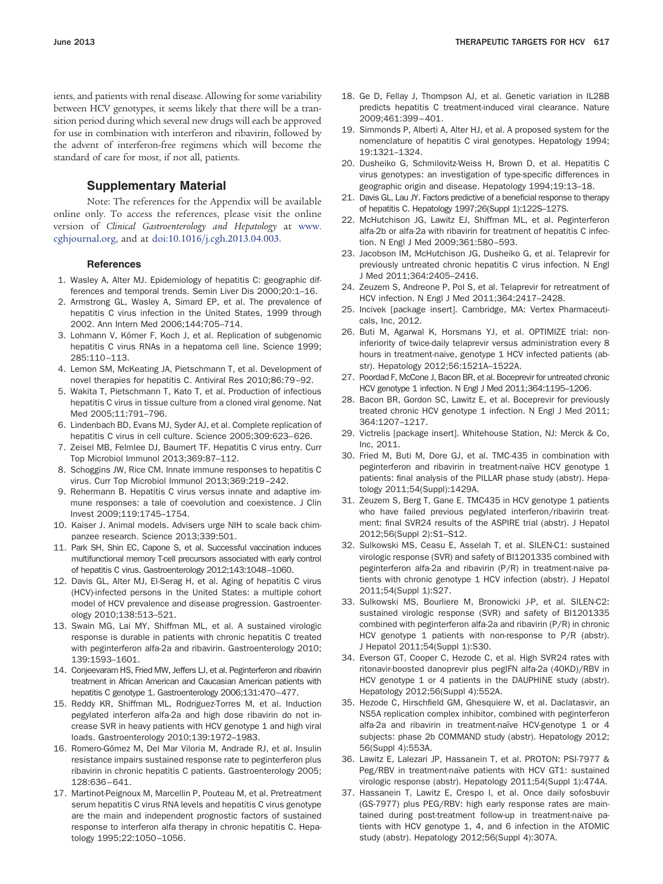ients, and patients with renal disease. Allowing for some variability between HCV genotypes, it seems likely that there will be a transition period during which several new drugs will each be approved for use in combination with interferon and ribavirin, followed by the advent of interferon-free regimens which will become the standard of care for most, if not all, patients.

## Supplementary Material

Note: The references for the Appendix will be available online only. To access the references, please visit the online version of *Clinical Gastroenterology and Hepatology* at www.cghjournal.org, and at doi:10.1016/j.cgh.2013.04.003.

### References

1. Wasley A, Alter MJ. Epidemiology of hepatitis C: geographic differences and temporal trends. Semin Liver Dis 2000;20:1–16.
2. Armstrong GL, Wasley A, Simard EP, et al. The prevalence of hepatitis C virus infection in the United States, 1999 through 2002. Ann Intern Med 2006;144:705–714.
3. Lohmann V, Körner F, Koch J, et al. Replication of subgenomic hepatitis C virus RNAs in a hepatoma cell line. Science 1999; 285:110–113.
4. Lemon SM, McKeating JA, Pietschmann T, et al. Development of novel therapies for hepatitis C. Antiviral Res 2010;86:79–92.
5. Wakita T, Pietschmann T, Kato T, et al. Production of infectious hepatitis C virus in tissue culture from a cloned viral genome. Nat Med 2005;11:791–796.
6. Lindenbach BD, Evans MJ, Syder AJ, et al. Complete replication of hepatitis C virus in cell culture. Science 2005;309:623–626.
7. Zeisel MB, Felmlee DJ, Baumert TF. Hepatitis C virus entry. Curr Top Microbiol Immunol 2013;369:87–112.
8. Schoggins JW, Rice CM. Innate immune responses to hepatitis C virus. Curr Top Microbiol Immunol 2013;369:219–242.
9. Rehermann B. Hepatitis C virus versus innate and adaptive immune responses: a tale of coevolution and coexistence. J Clin Invest 2009;119:1745–1754.
10. Kaiser J. Animal models. Advisers urge NIH to scale back chimpanzee research. Science 2013;339:501.
11. Park SH, Shin EC, Capone S, et al. Successful vaccination induces multifunctional memory T-cell precursors associated with early control of hepatitis C virus. Gastroenterology 2012;143:1048–1060.
12. Davis GL, Alter MJ, El-Serag H, et al. Aging of hepatitis C virus (HCV)-infected persons in the United States: a multiple cohort model of HCV prevalence and disease progression. Gastroenterology 2010;138:513–521.
13. Swain MG, Lai MY, Shiffman ML, et al. A sustained virologic response is durable in patients with chronic hepatitis C treated with peginterferon alfa-2a and ribavirin. Gastroenterology 2010; 139:1593–1601.
14. Conjeevaram HS, Fried MW, Jeffers LJ, et al. Peginterferon and ribavirin treatment in African American and Caucasian American patients with hepatitis C genotype 1. Gastroenterology 2006;131:470–477.
15. Reddy KR, Shiffman ML, Rodriguez-Torres M, et al. Induction pegylated interferon alfa-2a and high dose ribavirin do not increase SVR in heavy patients with HCV genotype 1 and high viral loads. Gastroenterology 2010;139:1972–1983.
16. Romero-Gómez M, Del Mar Viloria M, Andrade RJ, et al. Insulin resistance impairs sustained response rate to peginterferon plus ribavirin in chronic hepatitis C patients. Gastroenterology 2005; 128:636–641.
17. Martinot-Peignoux M, Marcellin P, Pouteau M, et al. Pretreatment serum hepatitis C virus RNA levels and hepatitis C virus genotype are the main and independent prognostic factors of sustained response to interferon alfa therapy in chronic hepatitis C. Hepatology 1995;22:1050–1056.
18. Ge D, Fellay J, Thompson AJ, et al. Genetic variation in IL28B predicts hepatitis C treatment-induced viral clearance. Nature 2009;461:399–401.
19. Simmonds P, Alberti A, Alter HJ, et al. A proposed system for the nomenclature of hepatitis C viral genotypes. Hepatology 1994; 19:1321–1324.
20. Dusheiko G, Schmilovitz-Weiss H, Brown D, et al. Hepatitis C virus genotypes: an investigation of type-specific differences in geographic origin and disease. Hepatology 1994;19:13–18.
21. Davis GL, Lau JY. Factors predictive of a beneficial response to therapy of hepatitis C. Hepatology 1997;26(Suppl 1):122S–127S.
22. McHutchison JG, Lawitz EJ, Shiffman ML, et al. Peginterferon alfa-2b or alfa-2a with ribavirin for treatment of hepatitis C infection. N Engl J Med 2009;361:580–593.
23. Jacobson IM, McHutchison JG, Dusheiko G, et al. Telaprevir for previously untreated chronic hepatitis C virus infection. N Engl J Med 2011;364:2405–2416.
24. Zeuzem S, Andreone P, Pol S, et al. Telaprevir for retreatment of HCV infection. N Engl J Med 2011;364:2417–2428.
25. Incivek [package insert]. Cambridge, MA: Vertex Pharmaceuticals, Inc, 2012.
26. Buti M, Agarwal K, Horsmans YJ, et al. OPTIMIZE trial: noninferiority of twice-daily telaprevir versus administration every 8 hours in treatment-naive, genotype 1 HCV infected patients (abstr). Hepatology 2012;56:1521A–1522A.
27. Poordad F, McCone J, Bacon BR, et al. Boceprevir for untreated chronic HCV genotype 1 infection. N Engl J Med 2011;364:1195–1206.
28. Bacon BR, Gordon SC, Lawitz E, et al. Boceprevir for previously treated chronic HCV genotype 1 infection. N Engl J Med 2011; 364:1207–1217.
29. Victrelis [package insert]. Whitehouse Station, NJ: Merck & Co, Inc, 2011.
30. Fried M, Buti M, Dore GJ, et al. TMC-435 in combination with peginterferon and ribavirin in treatment-naïve HCV genotype 1 patients: final analysis of the PILLAR phase study (abstr). Hepatology 2011;54(Suppl):1429A.
31. Zeuzem S, Berg T, Gane E. TMC435 in HCV genotype 1 patients who have failed previous pegylated interferon/ribavirin treatment: final SVR24 results of the ASPIRE trial (abstr). J Hepatol 2012;56(Suppl 2):S1–S12.
32. Sulkowski MS, Ceasu E, Asselah T, et al. SILEN-C1: sustained virologic response (SVR) and safety of BI1201335 combined with peginterferon alfa-2a and ribavirin (P/R) in treatment-naive patients with chronic genotype 1 HCV infection (abstr). J Hepatol 2011;54(Suppl 1):S27.
33. Sulkowski MS, Bourliere M, Bronowicki J-P, et al. SILEN-C2: sustained virologic response (SVR) and safety of BI1201335 combined with peginterferon alfa-2a and ribavirin (P/R) in chronic HCV genotype 1 patients with non-response to P/R (abstr). J Hepatol 2011;54(Suppl 1):S30.
34. Everson GT, Cooper C, Hezode C, et al. High SVR24 rates with ritonavir-boosted danoprevir plus pegIFN alfa-2a (40KD)/RBV in HCV genotype 1 or 4 patients in the DAUPHINE study (abstr). Hepatology 2012;56(Suppl 4):552A.
35. Hezode C, Hirschfield GM, Ghesquiere W, et al. Daclatasvir, an NS5A replication complex inhibitor, combined with peginterferon alfa-2a and ribavirin in treatment-naïve HCV-genotype 1 or 4 subjects: phase 2b COMMAND study (abstr). Hepatology 2012; 56(Suppl 4):553A.
36. Lawitz E, Lalezari JP, Hassanein T, et al. PROTON: PSI-7977 & Peg/RBV in treatment-naïve patients with HCV GT1: sustained virologic response (abstr). Hepatology 2011;54(Suppl 1):474A.
37. Hassanein T, Lawitz E, Crespo I, et al. Once daily sofosbuvir (GS-7977) plus PEG/RBV: high early response rates are maintained during post-treatment follow-up in treatment-naive patients with HCV genotype 1, 4, and 6 infection in the ATOMIC study (abstr). Hepatology 2012;56(Suppl 4):307A.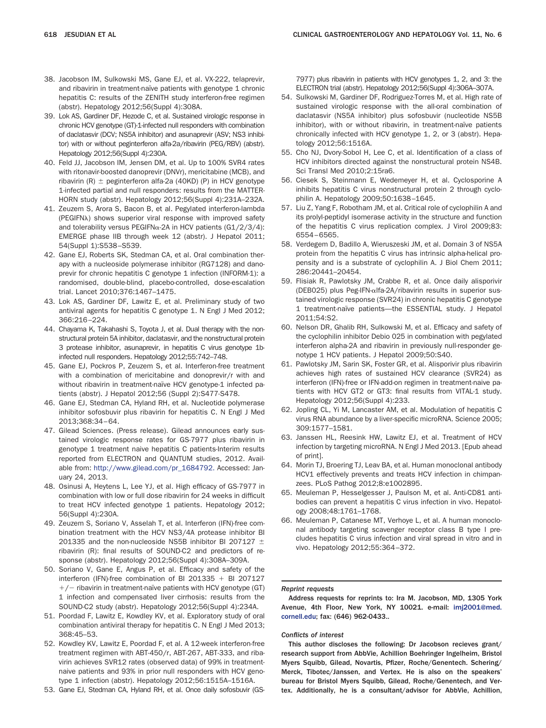38. Jacobson IM, Sulkowski MS, Gane EJ, et al. VX-222, telaprevir, and ribavirin in treatment-naïve patients with genotype 1 chronic hepatitis C: results of the ZENITH study interferon-free regimen (abstr). Hepatology 2012;56(Suppl 4):308A.
39. Lok AS, Gardiner DF, Hezode C, et al. Sustained virologic response in chronic HCV genotype (GT)-1-infected null responders with combination of daclatasvir (DCV; NS5A inhibitor) and asunaprevir (ASV; NS3 inhibitor) with or without peginterferon alfa-2a/ribavirin (PEG/RBV) (abstr). Hepatology 2012;56(Suppl 4):230A.
40. Feld JJ, Jacobson IM, Jensen DM, et al. Up to 100% SVR4 rates with ritonavir-boosted danoprevir (DNVr), mericitabine (MCB), and ribavirin (R) ± peginterferon alfa-2a (40KD) (P) in HCV genotype 1-infected partial and null responders: results from the MATTERHORN study (abstr). Hepatology 2012;56(Suppl 4):231A–232A.
41. Zeuzem S, Arora S, Bacon B, et al. Pegylated interferon-lambda (PEGIFNλ) shows superior viral response with improved safety and tolerability versus PEGIFNα-2A in HCV patients (G1/2/3/4): EMERGE phase IIB through week 12 (abstr). J Hepatol 2011; 54(Suppl 1):S538–S539.
42. Gane EJ, Roberts SK, Stedman CA, et al. Oral combination therapy with a nucleoside polymerase inhibitor (RG7128) and danoprevir for chronic hepatitis C genotype 1 infection (INFORM-1): a randomised, double-blind, placebo-controlled, dose-escalation trial. Lancet 2010;376:1467–1475.
43. Lok AS, Gardiner DF, Lawitz E, et al. Preliminary study of two antiviral agents for hepatitis C genotype 1. N Engl J Med 2012; 366:216–224.
44. Chayama K, Takahashi S, Toyota J, et al. Dual therapy with the nonstructural protein 5A inhibitor, daclatasvir, and the nonstructural protein 3 protease inhibitor, asunaprevir, in hepatitis C virus genotype 1b-infected null responders. Hepatology 2012;55:742–748.
45. Gane EJ, Pockros P, Zeuzem S, et al. Interferon-free treatment with a combination of mericitabine and donoprevir/r with and without ribavirin in treatment-naïve HCV genotype-1 infected patients (abstr). J Hepatol 2012;56 (Suppl 2):S477-S478.
46. Gane EJ, Stedman CA, Hyland RH, et al. Nucleotide polymerase inhibitor sofosbuvir plus ribavirin for hepatitis C. N Engl J Med 2013;368:34–64.
47. Gilead Sciences. (Press release). Gilead announces early sustained virologic response rates for GS-7977 plus ribavirin in genotype 1 treatment naive hepatitis C patients-Interim results reported from ELECTRON and QUANTUM studies, 2012. Available from: http://www.gilead.com/pr_1684792. Accessed: January 24, 2013.
48. Osinusi A, Heytens L, Lee YJ, et al. High efficacy of GS-7977 in combination with low or full dose ribavirin for 24 weeks in difficult to treat HCV infected genotype 1 patients. Hepatology 2012; 56(Suppl 4):230A.
49. Zeuzem S, Soriano V, Asselah T, et al. Interferon (IFN)-free combination treatment with the HCV NS3/4A protease inhibitor BI 201335 and the non-nucleoside NS5B inhibitor BI 207127 ± ribavirin (R): final results of SOUND-C2 and predictors of response (abstr). Hepatology 2012;56(Suppl 4):308A–309A.
50. Soriano V, Gane E, Angus P, et al. Efficacy and safety of the interferon (IFN)-free combination of BI 201335 + BI 207127 +/− ribavirin in treatment-naïve patients with HCV genotype (GT) 1 infection and compensated liver cirrhosis: results from the SOUND-C2 study (abstr). Hepatology 2012;56(Suppl 4):234A.
51. Poordad F, Lawitz E, Kowdley KV, et al. Exploratory study of oral combination antiviral therapy for hepatitis C. N Engl J Med 2013; 368:45–53.
52. Kowdley KV, Lawitz E, Poordad F, et al. A 12-week interferon-free treatment regimen with ABT-450/r, ABT-267, ABT-333, and ribavirin achieves SVR12 rates (observed data) of 99% in treatment-naive patients and 93% in prior null responders with HCV genotype 1 infection (abstr). Hepatology 2012;56:1515A–1516A.
53. Gane EJ, Stedman CA, Hyland RH, et al. Once daily sofosbuvir (GS-7977) plus ribavirin in patients with HCV genotypes 1, 2, and 3: the ELECTRON trial (abstr). Hepatology 2012;56(Suppl 4):306A–307A.
54. Sulkowski M, Gardiner DF, Rodriguez-Torres M, et al. High rate of sustained virologic response with the all-oral combination of daclatasvir (NS5A inhibitor) plus sofosbuvir (nucleotide NS5B inhibitor), with or without ribavirin, in treatment-naïve patients chronically infected with HCV genotype 1, 2, or 3 (abstr). Hepatology 2012;56:1516A.
55. Cho NJ, Dvory-Sobol H, Lee C, et al. Identification of a class of HCV inhibitors directed against the nonstructural protein NS4B. Sci Transl Med 2010;2:15ra6.
56. Ciesek S, Steinmann E, Wedemeyer H, et al. Cyclosporine A inhibits hepatitis C virus nonstructural protein 2 through cyclophilin A. Hepatology 2009;50:1638–1645.
57. Liu Z, Yang F, Robotham JM, et al. Critical role of cyclophilin A and its prolyl-peptidyl isomerase activity in the structure and function of the hepatitis C virus replication complex. J Virol 2009;83: 6554–6565.
58. Verdegem D, Badillo A, Wieruszeski JM, et al. Domain 3 of NS5A protein from the hepatitis C virus has intrinsic alpha-helical propensity and is a substrate of cyclophilin A. J Biol Chem 2011; 286:20441–20454.
59. Flisiak R, Pawlotsky JM, Crabbe R, et al. Once daily alisporivir (DEB025) plus Peg-IFN-αlfa-2A/ribavirin results in superior sustained virologic response (SVR24) in chronic hepatitis C genotype 1 treatment-naïve patients—the ESSENTIAL study. J Hepatol 2011;54:S2.
60. Nelson DR, Ghalib RH, Sulkowski M, et al. Efficacy and safety of the cyclophilin inhibitor Debio 025 in combination with pegylated interferon alpha-2A and ribavirin in previously null-responder genotype 1 HCV patients. J Hepatol 2009;50:S40.
61. Pawlotsky JM, Sarin SK, Foster GR, et al. Alisporivir plus ribavirin achieves high rates of sustained HCV clearance (SVR24) as interferon (IFN)-free or IFN-add-on regimen in treatment-naive patients with HCV GT2 or GT3: final results from VITAL-1 study. Hepatology 2012;56(Suppl 4):233.
62. Jopling CL, Yi M, Lancaster AM, et al. Modulation of hepatitis C virus RNA abundance by a liver-specific microRNA. Science 2005; 309:1577–1581.
63. Janssen HL, Reesink HW, Lawitz EJ, et al. Treatment of HCV infection by targeting microRNA. N Engl J Med 2013. [Epub ahead of print].
64. Morin TJ, Broering TJ, Leav BA, et al. Human monoclonal antibody HCV1 effectively prevents and treats HCV infection in chimpanzees. PLoS Pathog 2012;8:e1002895.
65. Meuleman P, Hesselgesser J, Paulson M, et al. Anti-CD81 antibodies can prevent a hepatitis C virus infection in vivo. Hepatology 2008;48:1761–1768.
66. Meuleman P, Catanese MT, Verhoye L, et al. A human monoclonal antibody targeting scavenger receptor class B type I precludes hepatitis C virus infection and viral spread in vitro and in vivo. Hepatology 2012;55:364–372.

#### *Reprint requests*

**Address requests for reprints to: Ira M. Jacobson, MD, 1305 York Avenue, 4th Floor, New York, NY 10021. e-mail: imj2001@med.cornell.edu; fax: (646) 962-0433..**

#### *Conflicts of interest*

**This author discloses the following: Dr Jacobson recieves grant/research support from AbbVie, Achillion Boehringer Ingelheim, Bristol Myers Squibb, Gilead, Novartis, Pfizer, Roche/Genentech. Schering/Merck, Tibotec/Janssen, and Vertex. He is also on the speakers' bureau for Bristol Myers Squibb, Gilead, Roche/Genentech, and Vertex. Additionally, he is a consultant/advisor for AbbVie, Achillion,**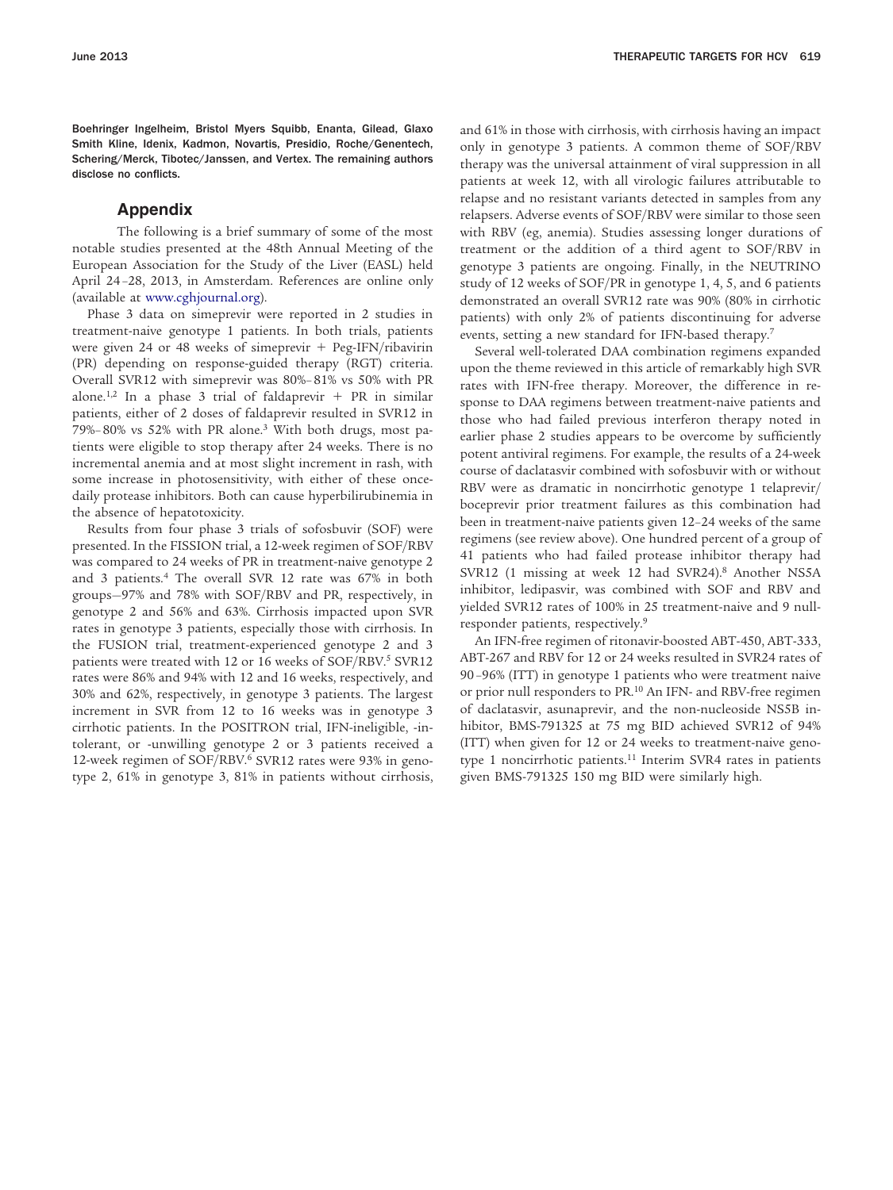Boehringer Ingelheim, Bristol Myers Squibb, Enanta, Gilead, Glaxo Smith Kline, Idenix, Kadmon, Novartis, Presidio, Roche/Genentech, Schering/Merck, Tibotec/Janssen, and Vertex. The remaining authors disclose no conflicts.

## Appendix

The following is a brief summary of some of the most notable studies presented at the 48th Annual Meeting of the European Association for the Study of the Liver (EASL) held April 24–28, 2013, in Amsterdam. References are online only (available at www.cghjournal.org).

Phase 3 data on simeprevir were reported in 2 studies in treatment-naive genotype 1 patients. In both trials, patients were given 24 or 48 weeks of simeprevir + Peg-IFN/ribavirin (PR) depending on response-guided therapy (RGT) criteria. Overall SVR12 with simeprevir was 80%–81% vs 50% with PR alone.[1,2] In a phase 3 trial of faldaprevir + PR in similar patients, either of 2 doses of faldaprevir resulted in SVR12 in 79%–80% vs 52% with PR alone.[3] With both drugs, most patients were eligible to stop therapy after 24 weeks. There is no incremental anemia and at most slight increment in rash, with some increase in photosensitivity, with either of these once-daily protease inhibitors. Both can cause hyperbilirubinemia in the absence of hepatotoxicity.

Results from four phase 3 trials of sofosbuvir (SOF) were presented. In the FISSION trial, a 12-week regimen of SOF/RBV was compared to 24 weeks of PR in treatment-naive genotype 2 and 3 patients.[4] The overall SVR 12 rate was 67% in both groups—97% and 78% with SOF/RBV and PR, respectively, in genotype 2 and 56% and 63%. Cirrhosis impacted upon SVR rates in genotype 3 patients, especially those with cirrhosis. In the FUSION trial, treatment-experienced genotype 2 and 3 patients were treated with 12 or 16 weeks of SOF/RBV.[5] SVR12 rates were 86% and 94% with 12 and 16 weeks, respectively, and 30% and 62%, respectively, in genotype 3 patients. The largest increment in SVR from 12 to 16 weeks was in genotype 3 cirrhotic patients. In the POSITRON trial, IFN-ineligible, -intolerant, or -unwilling genotype 2 or 3 patients received a 12-week regimen of SOF/RBV.[6] SVR12 rates were 93% in genotype 2, 61% in genotype 3, 81% in patients without cirrhosis, and 61% in those with cirrhosis, with cirrhosis having an impact only in genotype 3 patients. A common theme of SOF/RBV therapy was the universal attainment of viral suppression in all patients at week 12, with all virologic failures attributable to relapse and no resistant variants detected in samples from any relapsers. Adverse events of SOF/RBV were similar to those seen with RBV (eg, anemia). Studies assessing longer durations of treatment or the addition of a third agent to SOF/RBV in genotype 3 patients are ongoing. Finally, in the NEUTRINO study of 12 weeks of SOF/PR in genotype 1, 4, 5, and 6 patients demonstrated an overall SVR12 rate was 90% (80% in cirrhotic patients) with only 2% of patients discontinuing for adverse events, setting a new standard for IFN-based therapy.[7]

Several well-tolerated DAA combination regimens expanded upon the theme reviewed in this article of remarkably high SVR rates with IFN-free therapy. Moreover, the difference in response to DAA regimens between treatment-naive patients and those who had failed previous interferon therapy noted in earlier phase 2 studies appears to be overcome by sufficiently potent antiviral regimens. For example, the results of a 24-week course of daclatasvir combined with sofosbuvir with or without RBV were as dramatic in noncirrhotic genotype 1 telaprevir/boceprevir prior treatment failures as this combination had been in treatment-naive patients given 12–24 weeks of the same regimens (see review above). One hundred percent of a group of 41 patients who had failed protease inhibitor therapy had SVR12 (1 missing at week 12 had SVR24).[8] Another NS5A inhibitor, ledipasvir, was combined with SOF and RBV and yielded SVR12 rates of 100% in 25 treatment-naive and 9 null-responder patients, respectively.[9]

An IFN-free regimen of ritonavir-boosted ABT-450, ABT-333, ABT-267 and RBV for 12 or 24 weeks resulted in SVR24 rates of 90–96% (ITT) in genotype 1 patients who were treatment naive or prior null responders to PR.[10] An IFN- and RBV-free regimen of daclatasvir, asunaprevir, and the non-nucleoside NS5B inhibitor, BMS-791325 at 75 mg BID achieved SVR12 of 94% (ITT) when given for 12 or 24 weeks to treatment-naive genotype 1 noncirrhotic patients.[11] Interim SVR4 rates in patients given BMS-791325 150 mg BID were similarly high.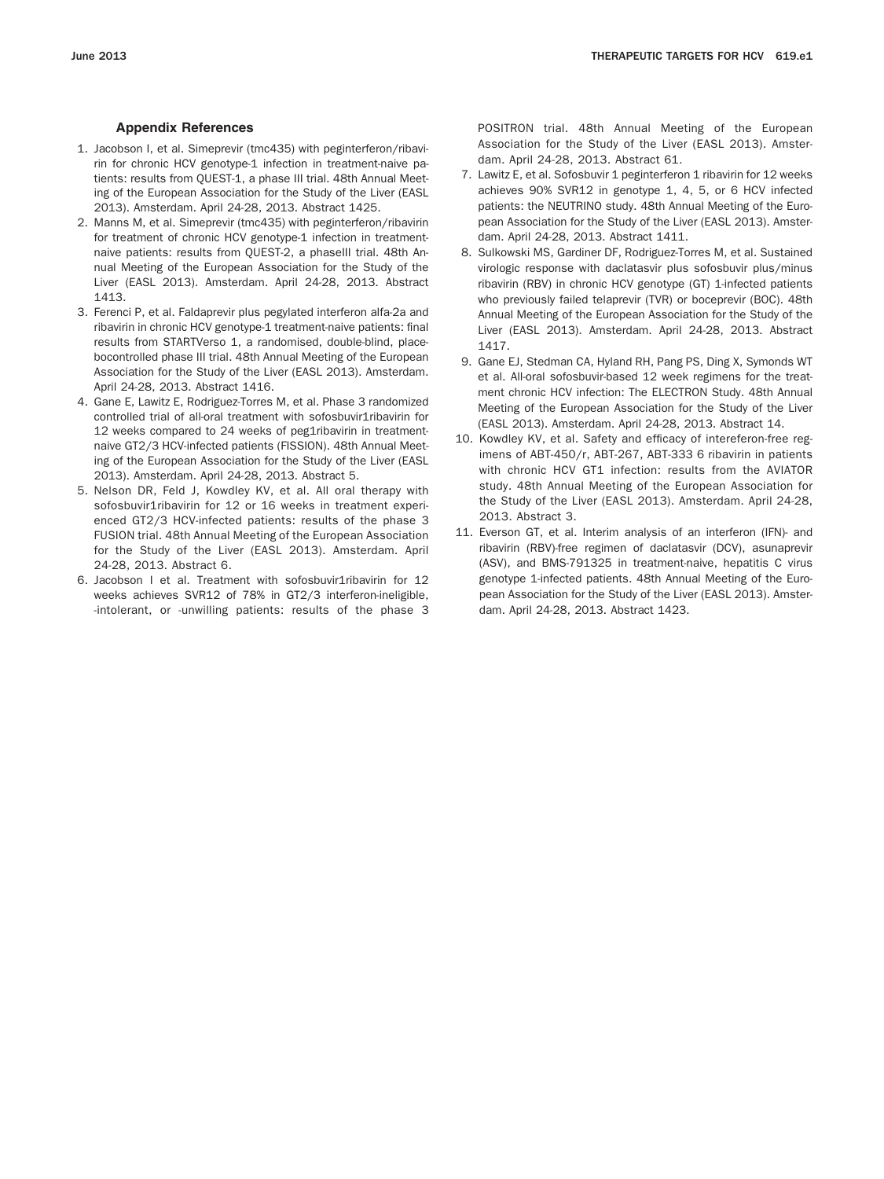## Appendix References

1. Jacobson I, et al. Simeprevir (tmc435) with peginterferon/ribavirin for chronic HCV genotype-1 infection in treatment-naive patients: results from QUEST-1, a phase III trial. 48th Annual Meeting of the European Association for the Study of the Liver (EASL 2013). Amsterdam. April 24-28, 2013. Abstract 1425.
2. Manns M, et al. Simeprevir (tmc435) with peginterferon/ribavirin for treatment of chronic HCV genotype-1 infection in treatment-naive patients: results from QUEST-2, a phaseIII trial. 48th Annual Meeting of the European Association for the Study of the Liver (EASL 2013). Amsterdam. April 24-28, 2013. Abstract 1413.
3. Ferenci P, et al. Faldaprevir plus pegylated interferon alfa-2a and ribavirin in chronic HCV genotype-1 treatment-naive patients: final results from STARTVerso 1, a randomised, double-blind, placebocontrolled phase III trial. 48th Annual Meeting of the European Association for the Study of the Liver (EASL 2013). Amsterdam. April 24-28, 2013. Abstract 1416.
4. Gane E, Lawitz E, Rodriguez-Torres M, et al. Phase 3 randomized controlled trial of all-oral treatment with sofosbuvir1ribavirin for 12 weeks compared to 24 weeks of peg1ribavirin in treatment-naive GT2/3 HCV-infected patients (FISSION). 48th Annual Meeting of the European Association for the Study of the Liver (EASL 2013). Amsterdam. April 24-28, 2013. Abstract 5.
5. Nelson DR, Feld J, Kowdley KV, et al. All oral therapy with sofosbuvir1ribavirin for 12 or 16 weeks in treatment experienced GT2/3 HCV-infected patients: results of the phase 3 FUSION trial. 48th Annual Meeting of the European Association for the Study of the Liver (EASL 2013). Amsterdam. April 24-28, 2013. Abstract 6.
6. Jacobson I et al. Treatment with sofosbuvir1ribavirin for 12 weeks achieves SVR12 of 78% in GT2/3 interferon-ineligible, -intolerant, or -unwilling patients: results of the phase 3 POSITRON trial. 48th Annual Meeting of the European Association for the Study of the Liver (EASL 2013). Amsterdam. April 24-28, 2013. Abstract 61.
7. Lawitz E, et al. Sofosbuvir 1 peginterferon 1 ribavirin for 12 weeks achieves 90% SVR12 in genotype 1, 4, 5, or 6 HCV infected patients: the NEUTRINO study. 48th Annual Meeting of the European Association for the Study of the Liver (EASL 2013). Amsterdam. April 24-28, 2013. Abstract 1411.
8. Sulkowski MS, Gardiner DF, Rodriguez-Torres M, et al. Sustained virologic response with daclatasvir plus sofosbuvir plus/minus ribavirin (RBV) in chronic HCV genotype (GT) 1-infected patients who previously failed telaprevir (TVR) or boceprevir (BOC). 48th Annual Meeting of the European Association for the Study of the Liver (EASL 2013). Amsterdam. April 24-28, 2013. Abstract 1417.
9. Gane EJ, Stedman CA, Hyland RH, Pang PS, Ding X, Symonds WT et al. All-oral sofosbuvir-based 12 week regimens for the treatment chronic HCV infection: The ELECTRON Study. 48th Annual Meeting of the European Association for the Study of the Liver (EASL 2013). Amsterdam. April 24-28, 2013. Abstract 14.
10. Kowdley KV, et al. Safety and efficacy of intereferon-free regimens of ABT-450/r, ABT-267, ABT-333 6 ribavirin in patients with chronic HCV GT1 infection: results from the AVIATOR study. 48th Annual Meeting of the European Association for the Study of the Liver (EASL 2013). Amsterdam. April 24-28, 2013. Abstract 3.
11. Everson GT, et al. Interim analysis of an interferon (IFN)- and ribavirin (RBV)-free regimen of daclatasvir (DCV), asunaprevir (ASV), and BMS-791325 in treatment-naive, hepatitis C virus genotype 1-infected patients. 48th Annual Meeting of the European Association for the Study of the Liver (EASL 2013). Amsterdam. April 24-28, 2013. Abstract 1423.